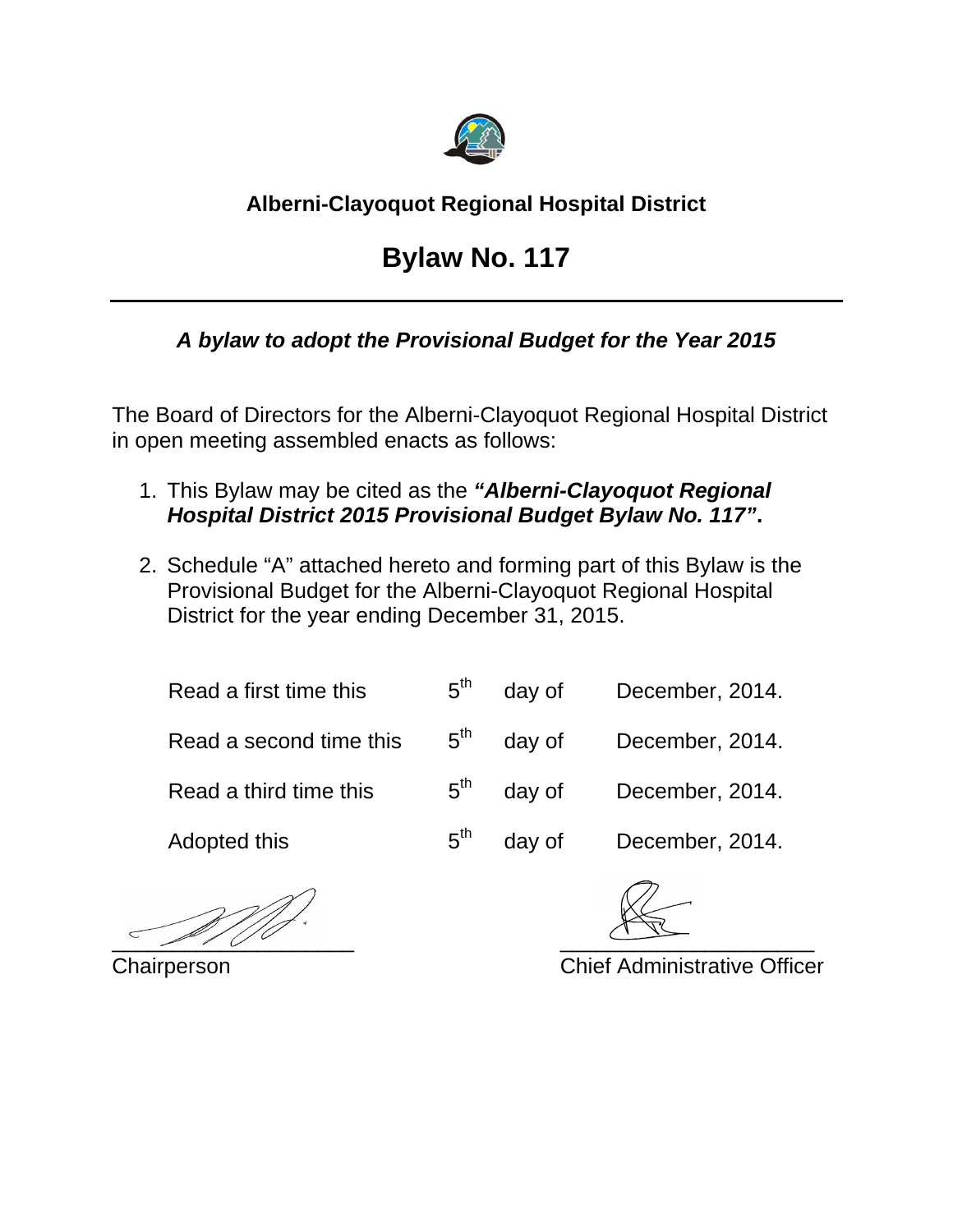## Alberni-Clayoquot Regional Hospital District

# Bylaw No. 117

***A bylaw to adopt the Provisional Budget for the Year 2015***

The Board of Directors for the Alberni-Clayoquot Regional Hospital District in open meeting assembled enacts as follows:

1. This Bylaw may be cited as the ***"Alberni-Clayoquot Regional Hospital District 2015 Provisional Budget Bylaw No. 117"*.**

2. Schedule "A" attached hereto and forming part of this Bylaw is the Provisional Budget for the Alberni-Clayoquot Regional Hospital District for the year ending December 31, 2015.

| | | | |
|---|---|---|---|
| Read a first time this | 5th | day of | December, 2014. |
| Read a second time this | 5th | day of | December, 2014. |
| Read a third time this | 5th | day of | December, 2014. |
| Adopted this | 5th | day of | December, 2014. |

\_\_\_\_\_\_\_\_\_\_\_\_\_\_\_\_\_\_\_\_
Chairperson

\_\_\_\_\_\_\_\_\_\_\_\_\_\_\_\_\_\_\_\_
Chief Administrative Officer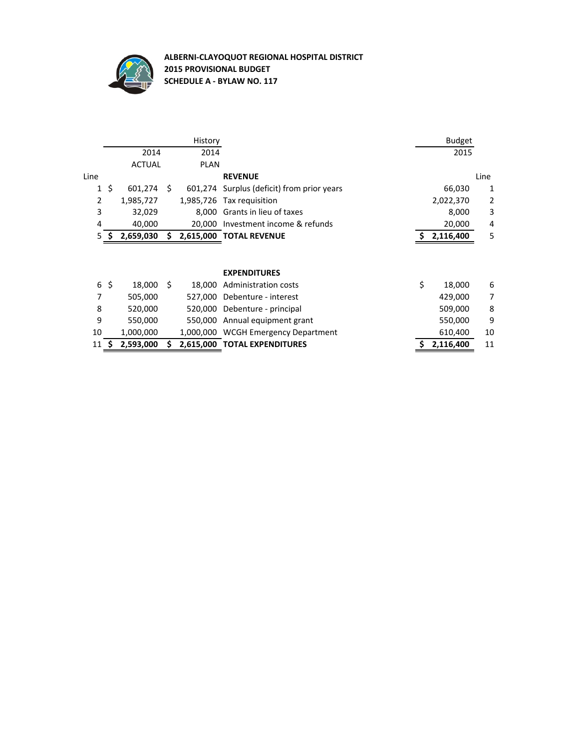**ALBERNI-CLAYOQUOT REGIONAL HOSPITAL DISTRICT**
**2015 PROVISIONAL BUDGET**
**SCHEDULE A - BYLAW NO. 117**

| Line | History 2014 ACTUAL | History 2014 PLAN | | Budget 2015 | Line |
|---|---|---|---|---|---|
| | | | **REVENUE** | | |
| 1 | $ 601,274 | $ 601,274 | Surplus (deficit) from prior years | 66,030 | 1 |
| 2 | 1,985,727 | 1,985,726 | Tax requisition | 2,022,370 | 2 |
| 3 | 32,029 | 8,000 | Grants in lieu of taxes | 8,000 | 3 |
| 4 | 40,000 | 20,000 | Investment income & refunds | 20,000 | 4 |
| 5 | **$ 2,659,030** | **$ 2,615,000** | **TOTAL REVENUE** | **$ 2,116,400** | 5 |
| | | | | | |
| | | | **EXPENDITURES** | | |
| 6 | $ 18,000 | $ 18,000 | Administration costs | $ 18,000 | 6 |
| 7 | 505,000 | 527,000 | Debenture - interest | 429,000 | 7 |
| 8 | 520,000 | 520,000 | Debenture - principal | 509,000 | 8 |
| 9 | 550,000 | 550,000 | Annual equipment grant | 550,000 | 9 |
| 10 | 1,000,000 | 1,000,000 | WCGH Emergency Department | 610,400 | 10 |
| 11 | **$ 2,593,000** | **$ 2,615,000** | **TOTAL EXPENDITURES** | **$ 2,116,400** | 11 |